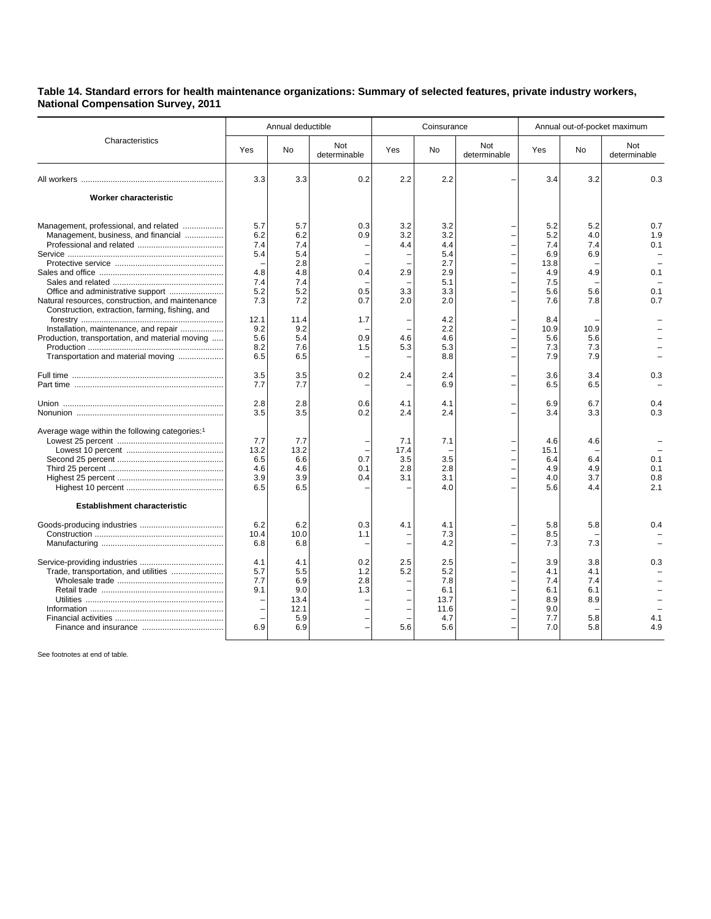**Table 14. Standard errors for health maintenance organizations: Summary of selected features, private industry workers, National Compensation Survey, 2011**

| Characteristics | Annual deductible | | | Coinsurance | | | Annual out-of-pocket maximum | | |
|---|---|---|---|---|---|---|---|---|---|
| | Yes | No | Not determinable | Yes | No | Not determinable | Yes | No | Not determinable |
| All workers | 3.3 | 3.3 | 0.2 | 2.2 | 2.2 | – | 3.4 | 3.2 | 0.3 |
| **Worker characteristic** | | | | | | | | | |
| Management, professional, and related | 5.7 | 5.7 | 0.3 | 3.2 | 3.2 | – | 5.2 | 5.2 | 0.7 |
| Management, business, and financial | 6.2 | 6.2 | 0.9 | 3.2 | 3.2 | – | 5.2 | 4.0 | 1.9 |
| Professional and related | 7.4 | 7.4 | – | 4.4 | 4.4 | – | 7.4 | 7.4 | 0.1 |
| Service | 5.4 | 5.4 | – | – | 5.4 | – | 6.9 | 6.9 | – |
| Protective service | – | 2.8 | – | – | 2.7 | – | 13.8 | – | – |
| Sales and office | 4.8 | 4.8 | 0.4 | 2.9 | 2.9 | – | 4.9 | 4.9 | 0.1 |
| Sales and related | 7.4 | 7.4 | – | – | 5.1 | – | 7.5 | – | – |
| Office and administrative support | 5.2 | 5.2 | 0.5 | 3.3 | 3.3 | – | 5.6 | 5.6 | 0.1 |
| Natural resources, construction, and maintenance | 7.3 | 7.2 | 0.7 | 2.0 | 2.0 | – | 7.6 | 7.8 | 0.7 |
| Construction, extraction, farming, fishing, and forestry | 12.1 | 11.4 | 1.7 | – | 4.2 | – | 8.4 | – | – |
| Installation, maintenance, and repair | 9.2 | 9.2 | – | – | 2.2 | – | 10.9 | 10.9 | – |
| Production, transportation, and material moving | 5.6 | 5.4 | 0.9 | 4.6 | 4.6 | – | 5.6 | 5.6 | – |
| Production | 8.2 | 7.6 | 1.5 | 5.3 | 5.3 | – | 7.3 | 7.3 | – |
| Transportation and material moving | 6.5 | 6.5 | – | – | 8.8 | – | 7.9 | 7.9 | – |
| Full time | 3.5 | 3.5 | 0.2 | 2.4 | 2.4 | – | 3.6 | 3.4 | 0.3 |
| Part time | 7.7 | 7.7 | – | – | 6.9 | – | 6.5 | 6.5 | – |
| Union | 2.8 | 2.8 | 0.6 | 4.1 | 4.1 | – | 6.9 | 6.7 | 0.4 |
| Nonunion | 3.5 | 3.5 | 0.2 | 2.4 | 2.4 | – | 3.4 | 3.3 | 0.3 |
| Average wage within the following categories:[1] | | | | | | | | | |
| Lowest 25 percent | 7.7 | 7.7 | – | 7.1 | 7.1 | – | 4.6 | 4.6 | – |
| Lowest 10 percent | 13.2 | 13.2 | – | 17.4 | – | – | 15.1 | – | – |
| Second 25 percent | 6.5 | 6.6 | 0.7 | 3.5 | 3.5 | – | 6.4 | 6.4 | 0.1 |
| Third 25 percent | 4.6 | 4.6 | 0.1 | 2.8 | 2.8 | – | 4.9 | 4.9 | 0.1 |
| Highest 25 percent | 3.9 | 3.9 | 0.4 | 3.1 | 3.1 | – | 4.0 | 3.7 | 0.8 |
| Highest 10 percent | 6.5 | 6.5 | – | – | 4.0 | – | 5.6 | 4.4 | 2.1 |
| **Establishment characteristic** | | | | | | | | | |
| Goods-producing industries | 6.2 | 6.2 | 0.3 | 4.1 | 4.1 | – | 5.8 | 5.8 | 0.4 |
| Construction | 10.4 | 10.0 | 1.1 | – | 7.3 | – | 8.5 | – | – |
| Manufacturing | 6.8 | 6.8 | – | – | 4.2 | – | 7.3 | 7.3 | – |
| Service-providing industries | 4.1 | 4.1 | 0.2 | 2.5 | 2.5 | – | 3.9 | 3.8 | 0.3 |
| Trade, transportation, and utilities | 5.7 | 5.5 | 1.2 | 5.2 | 5.2 | – | 4.1 | 4.1 | – |
| Wholesale trade | 7.7 | 6.9 | 2.8 | – | 7.8 | – | 7.4 | 7.4 | – |
| Retail trade | 9.1 | 9.0 | 1.3 | – | 6.1 | – | 6.1 | 6.1 | – |
| Utilities | – | 13.4 | – | – | 13.7 | – | 8.9 | 8.9 | – |
| Information | – | 12.1 | – | – | 11.6 | – | 9.0 | – | – |
| Financial activities | – | 5.9 | – | – | 4.7 | – | 7.7 | 5.8 | 4.1 |
| Finance and insurance | 6.9 | 6.9 | – | 5.6 | 5.6 | – | 7.0 | 5.8 | 4.9 |

See footnotes at end of table.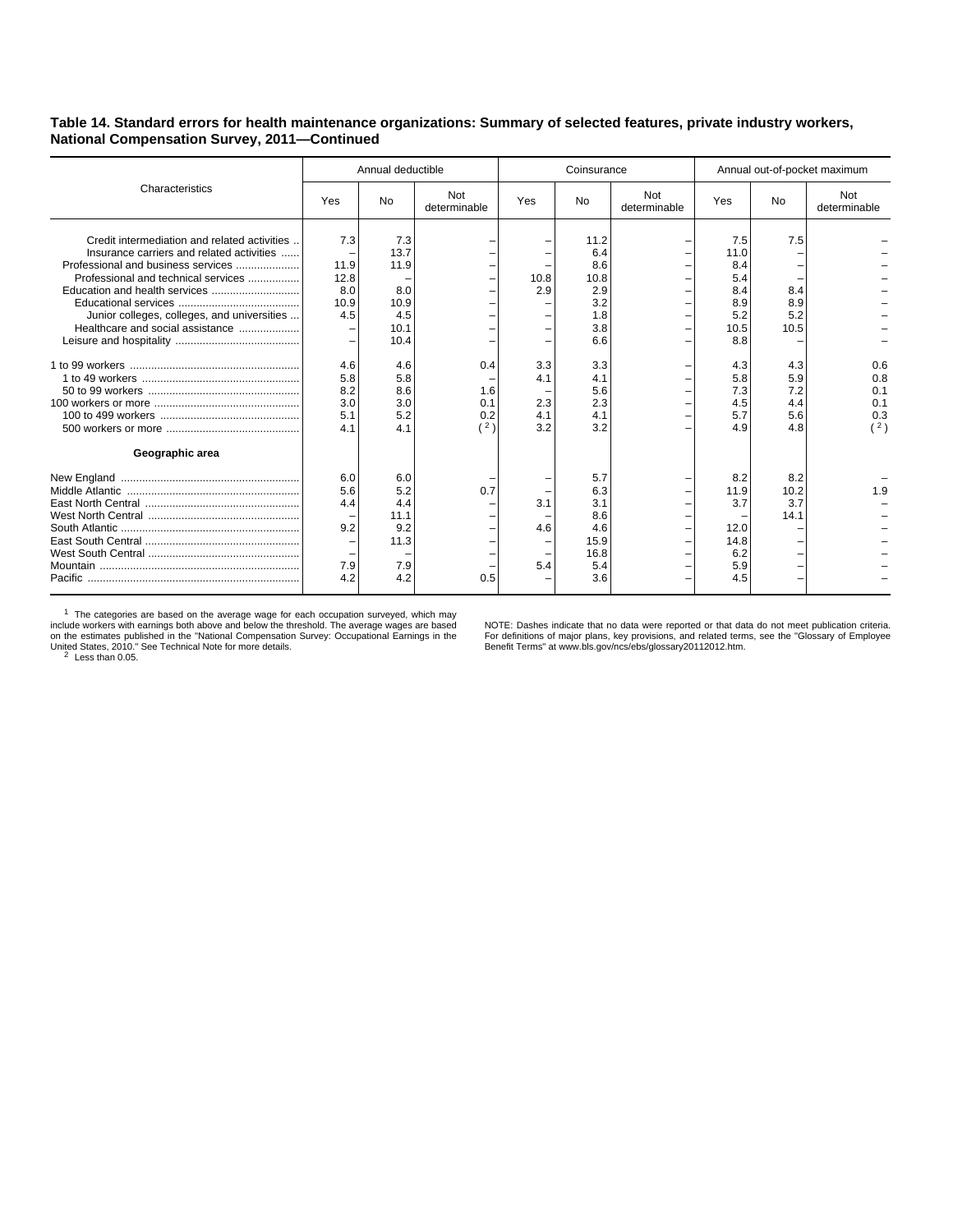**Table 14. Standard errors for health maintenance organizations: Summary of selected features, private industry workers, National Compensation Survey, 2011—Continued**

| Characteristics | Annual deductible | | | Coinsurance | | | Annual out-of-pocket maximum | | |
|---|---|---|---|---|---|---|---|---|---|
| | Yes | No | Not determinable | Yes | No | Not determinable | Yes | No | Not determinable |
| Credit intermediation and related activities | 7.3 | 7.3 | – | – | 11.2 | – | 7.5 | 7.5 | – |
| Insurance carriers and related activities | – | 13.7 | – | – | 6.4 | – | 11.0 | – | – |
| Professional and business services | 11.9 | 11.9 | – | – | 8.6 | – | 8.4 | – | – |
| Professional and technical services | 12.8 | – | – | 10.8 | 10.8 | – | 5.4 | – | – |
| Education and health services | 8.0 | 8.0 | – | 2.9 | 2.9 | – | 8.4 | 8.4 | – |
| Educational services | 10.9 | 10.9 | – | – | 3.2 | – | 8.9 | 8.9 | – |
| Junior colleges, colleges, and universities | 4.5 | 4.5 | – | – | 1.8 | – | 5.2 | 5.2 | – |
| Healthcare and social assistance | – | 10.1 | – | – | 3.8 | – | 10.5 | 10.5 | – |
| Leisure and hospitality | – | 10.4 | – | – | 6.6 | – | 8.8 | – | – |
| 1 to 99 workers | 4.6 | 4.6 | 0.4 | 3.3 | 3.3 | – | 4.3 | 4.3 | 0.6 |
| 1 to 49 workers | 5.8 | 5.8 | – | 4.1 | 4.1 | – | 5.8 | 5.9 | 0.8 |
| 50 to 99 workers | 8.2 | 8.6 | 1.6 | – | 5.6 | – | 7.3 | 7.2 | 0.1 |
| 100 workers or more | 3.0 | 3.0 | 0.1 | 2.3 | 2.3 | – | 4.5 | 4.4 | 0.1 |
| 100 to 499 workers | 5.1 | 5.2 | 0.2 | 4.1 | 4.1 | – | 5.7 | 5.6 | 0.3 |
| 500 workers or more | 4.1 | 4.1 | (2) | 3.2 | 3.2 | – | 4.9 | 4.8 | (2) |
| **Geographic area** | | | | | | | | | |
| New England | 6.0 | 6.0 | – | – | 5.7 | – | 8.2 | 8.2 | – |
| Middle Atlantic | 5.6 | 5.2 | 0.7 | – | 6.3 | – | 11.9 | 10.2 | 1.9 |
| East North Central | 4.4 | 4.4 | – | 3.1 | 3.1 | – | 3.7 | 3.7 | – |
| West North Central | – | 11.1 | – | – | 8.6 | – | – | 14.1 | – |
| South Atlantic | 9.2 | 9.2 | – | 4.6 | 4.6 | – | 12.0 | – | – |
| East South Central | – | 11.3 | – | – | 15.9 | – | 14.8 | – | – |
| West South Central | – | – | – | – | 16.8 | – | 6.2 | – | – |
| Mountain | 7.9 | 7.9 | – | 5.4 | 5.4 | – | 5.9 | – | – |
| Pacific | 4.2 | 4.2 | 0.5 | – | 3.6 | – | 4.5 | – | – |

[1] The categories are based on the average wage for each occupation surveyed, which may include workers with earnings both above and below the threshold. The average wages are based on the estimates published in the "National Compensation Survey: Occupational Earnings in the United States, 2010." See Technical Note for more details.
[2] Less than 0.05.

NOTE: Dashes indicate that no data were reported or that data do not meet publication criteria. For definitions of major plans, key provisions, and related terms, see the "Glossary of Employee Benefit Terms" at www.bls.gov/ncs/ebs/glossary20112012.htm.